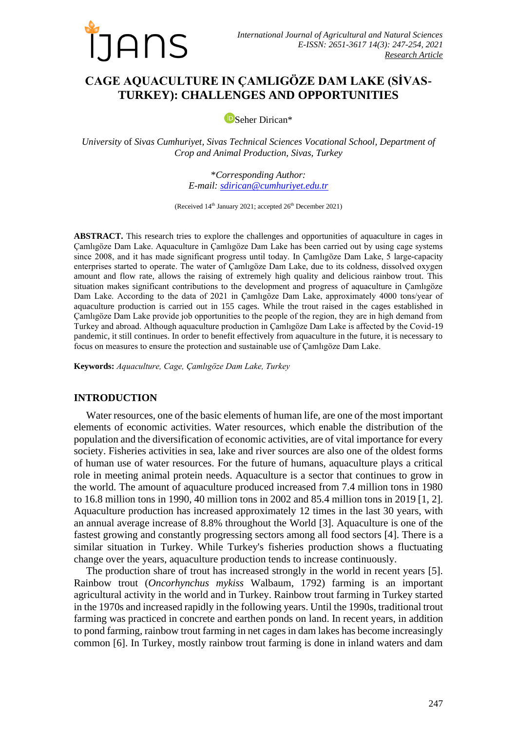# CAGE AQUACULTURE IN ÇAMLIGÖZE DAM LAKE (SİVAS-TURKEY): CHALLENGES AND OPPORTUNITIES

Seher Dirican*

*University of Sivas Cumhuriyet, Sivas Technical Sciences Vocational School, Department of Crop and Animal Production, Sivas, Turkey*

*\*Corresponding Author:*
*E-mail: sdirican@cumhuriyet.edu.tr*

(Received 14th January 2021; accepted 26th December 2021)

**ABSTRACT.** This research tries to explore the challenges and opportunities of aquaculture in cages in Çamlıgöze Dam Lake. Aquaculture in Çamlıgöze Dam Lake has been carried out by using cage systems since 2008, and it has made significant progress until today. In Çamlıgöze Dam Lake, 5 large-capacity enterprises started to operate. The water of Çamlıgöze Dam Lake, due to its coldness, dissolved oxygen amount and flow rate, allows the raising of extremely high quality and delicious rainbow trout. This situation makes significant contributions to the development and progress of aquaculture in Çamlıgöze Dam Lake. According to the data of 2021 in Çamlıgöze Dam Lake, approximately 4000 tons/year of aquaculture production is carried out in 155 cages. While the trout raised in the cages established in Çamlıgöze Dam Lake provide job opportunities to the people of the region, they are in high demand from Turkey and abroad. Although aquaculture production in Çamlıgöze Dam Lake is affected by the Covid-19 pandemic, it still continues. In order to benefit effectively from aquaculture in the future, it is necessary to focus on measures to ensure the protection and sustainable use of Çamlıgöze Dam Lake.

**Keywords:** *Aquaculture, Cage, Çamlıgöze Dam Lake, Turkey*

## INTRODUCTION

Water resources, one of the basic elements of human life, are one of the most important elements of economic activities. Water resources, which enable the distribution of the population and the diversification of economic activities, are of vital importance for every society. Fisheries activities in sea, lake and river sources are also one of the oldest forms of human use of water resources. For the future of humans, aquaculture plays a critical role in meeting animal protein needs. Aquaculture is a sector that continues to grow in the world. The amount of aquaculture produced increased from 7.4 million tons in 1980 to 16.8 million tons in 1990, 40 million tons in 2002 and 85.4 million tons in 2019 [1, 2]. Aquaculture production has increased approximately 12 times in the last 30 years, with an annual average increase of 8.8% throughout the World [3]. Aquaculture is one of the fastest growing and constantly progressing sectors among all food sectors [4]. There is a similar situation in Turkey. While Turkey's fisheries production shows a fluctuating change over the years, aquaculture production tends to increase continuously.

The production share of trout has increased strongly in the world in recent years [5]. Rainbow trout (*Oncorhynchus mykiss* Walbaum, 1792) farming is an important agricultural activity in the world and in Turkey. Rainbow trout farming in Turkey started in the 1970s and increased rapidly in the following years. Until the 1990s, traditional trout farming was practiced in concrete and earthen ponds on land. In recent years, in addition to pond farming, rainbow trout farming in net cages in dam lakes has become increasingly common [6]. In Turkey, mostly rainbow trout farming is done in inland waters and dam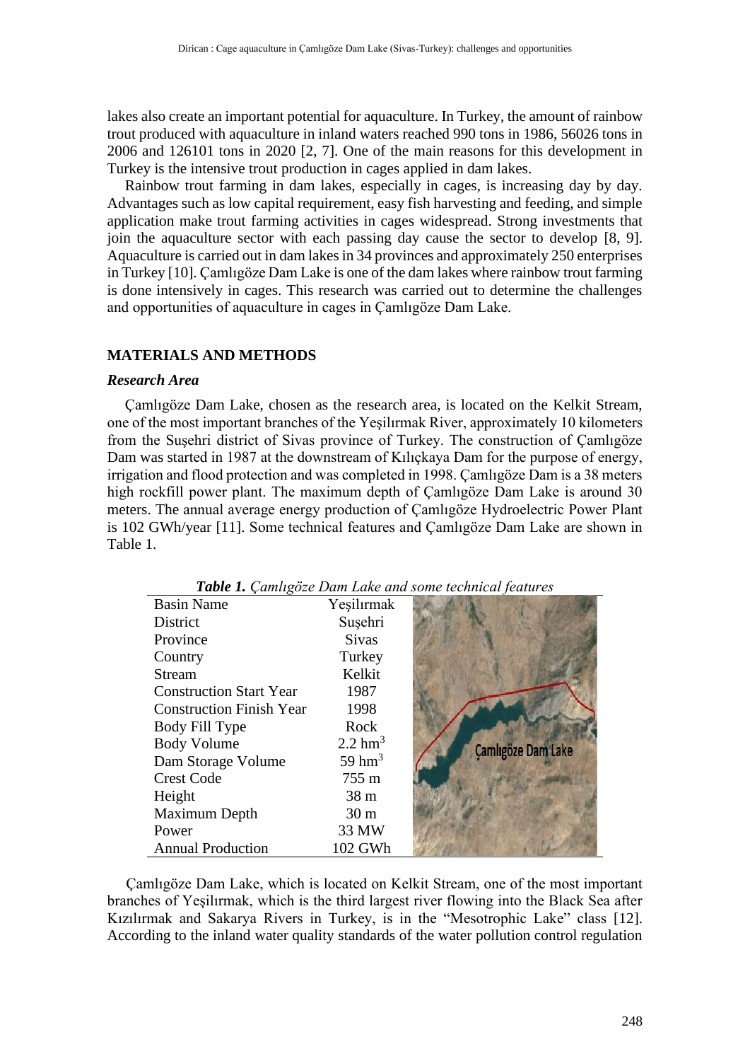lakes also create an important potential for aquaculture. In Turkey, the amount of rainbow trout produced with aquaculture in inland waters reached 990 tons in 1986, 56026 tons in 2006 and 126101 tons in 2020 [2, 7]. One of the main reasons for this development in Turkey is the intensive trout production in cages applied in dam lakes.

Rainbow trout farming in dam lakes, especially in cages, is increasing day by day. Advantages such as low capital requirement, easy fish harvesting and feeding, and simple application make trout farming activities in cages widespread. Strong investments that join the aquaculture sector with each passing day cause the sector to develop [8, 9]. Aquaculture is carried out in dam lakes in 34 provinces and approximately 250 enterprises in Turkey [10]. Çamlıgöze Dam Lake is one of the dam lakes where rainbow trout farming is done intensively in cages. This research was carried out to determine the challenges and opportunities of aquaculture in cages in Çamlıgöze Dam Lake.

## MATERIALS AND METHODS

### *Research Area*

Çamlıgöze Dam Lake, chosen as the research area, is located on the Kelkit Stream, one of the most important branches of the Yeşilırmak River, approximately 10 kilometers from the Suşehri district of Sivas province of Turkey. The construction of Çamlıgöze Dam was started in 1987 at the downstream of Kılıçkaya Dam for the purpose of energy, irrigation and flood protection and was completed in 1998. Çamlıgöze Dam is a 38 meters high rockfill power plant. The maximum depth of Çamlıgöze Dam Lake is around 30 meters. The annual average energy production of Çamlıgöze Hydroelectric Power Plant is 102 GWh/year [11]. Some technical features and Çamlıgöze Dam Lake are shown in Table 1.

***Table 1.*** *Çamlıgöze Dam Lake and some technical features*

| Basin Name | Yeşilırmak |
|---|---|
| District | Suşehri |
| Province | Sivas |
| Country | Turkey |
| Stream | Kelkit |
| Construction Start Year | 1987 |
| Construction Finish Year | 1998 |
| Body Fill Type | Rock |
| Body Volume | 2.2 $hm^3$ |
| Dam Storage Volume | 59 $hm^3$ |
| Crest Code | 755 m |
| Height | 38 m |
| Maximum Depth | 30 m |
| Power | 33 MW |
| Annual Production | 102 GWh |

Çamlıgöze Dam Lake, which is located on Kelkit Stream, one of the most important branches of Yeşilırmak, which is the third largest river flowing into the Black Sea after Kızılırmak and Sakarya Rivers in Turkey, is in the "Mesotrophic Lake" class [12]. According to the inland water quality standards of the water pollution control regulation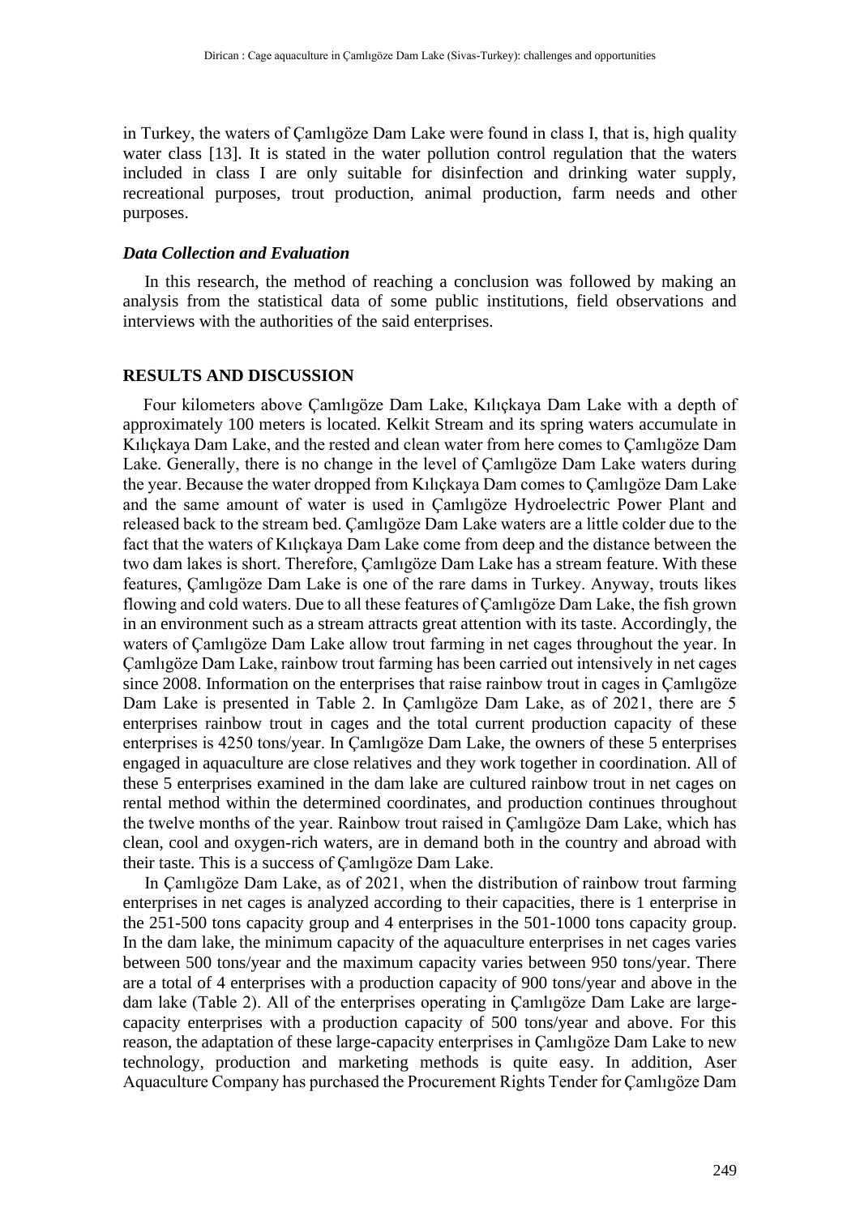in Turkey, the waters of Çamlıgöze Dam Lake were found in class I, that is, high quality water class [13]. It is stated in the water pollution control regulation that the waters included in class I are only suitable for disinfection and drinking water supply, recreational purposes, trout production, animal production, farm needs and other purposes.

### *Data Collection and Evaluation*

In this research, the method of reaching a conclusion was followed by making an analysis from the statistical data of some public institutions, field observations and interviews with the authorities of the said enterprises.

## RESULTS AND DISCUSSION

Four kilometers above Çamlıgöze Dam Lake, Kılıçkaya Dam Lake with a depth of approximately 100 meters is located. Kelkit Stream and its spring waters accumulate in Kılıçkaya Dam Lake, and the rested and clean water from here comes to Çamlıgöze Dam Lake. Generally, there is no change in the level of Çamlıgöze Dam Lake waters during the year. Because the water dropped from Kılıçkaya Dam comes to Çamlıgöze Dam Lake and the same amount of water is used in Çamlıgöze Hydroelectric Power Plant and released back to the stream bed. Çamlıgöze Dam Lake waters are a little colder due to the fact that the waters of Kılıçkaya Dam Lake come from deep and the distance between the two dam lakes is short. Therefore, Çamlıgöze Dam Lake has a stream feature. With these features, Çamlıgöze Dam Lake is one of the rare dams in Turkey. Anyway, trouts likes flowing and cold waters. Due to all these features of Çamlıgöze Dam Lake, the fish grown in an environment such as a stream attracts great attention with its taste. Accordingly, the waters of Çamlıgöze Dam Lake allow trout farming in net cages throughout the year. In Çamlıgöze Dam Lake, rainbow trout farming has been carried out intensively in net cages since 2008. Information on the enterprises that raise rainbow trout in cages in Çamlıgöze Dam Lake is presented in Table 2. In Çamlıgöze Dam Lake, as of 2021, there are 5 enterprises rainbow trout in cages and the total current production capacity of these enterprises is 4250 tons/year. In Çamlıgöze Dam Lake, the owners of these 5 enterprises engaged in aquaculture are close relatives and they work together in coordination. All of these 5 enterprises examined in the dam lake are cultured rainbow trout in net cages on rental method within the determined coordinates, and production continues throughout the twelve months of the year. Rainbow trout raised in Çamlıgöze Dam Lake, which has clean, cool and oxygen-rich waters, are in demand both in the country and abroad with their taste. This is a success of Çamlıgöze Dam Lake.

In Çamlıgöze Dam Lake, as of 2021, when the distribution of rainbow trout farming enterprises in net cages is analyzed according to their capacities, there is 1 enterprise in the 251-500 tons capacity group and 4 enterprises in the 501-1000 tons capacity group. In the dam lake, the minimum capacity of the aquaculture enterprises in net cages varies between 500 tons/year and the maximum capacity varies between 950 tons/year. There are a total of 4 enterprises with a production capacity of 900 tons/year and above in the dam lake (Table 2). All of the enterprises operating in Çamlıgöze Dam Lake are large-capacity enterprises with a production capacity of 500 tons/year and above. For this reason, the adaptation of these large-capacity enterprises in Çamlıgöze Dam Lake to new technology, production and marketing methods is quite easy. In addition, Aser Aquaculture Company has purchased the Procurement Rights Tender for Çamlıgöze Dam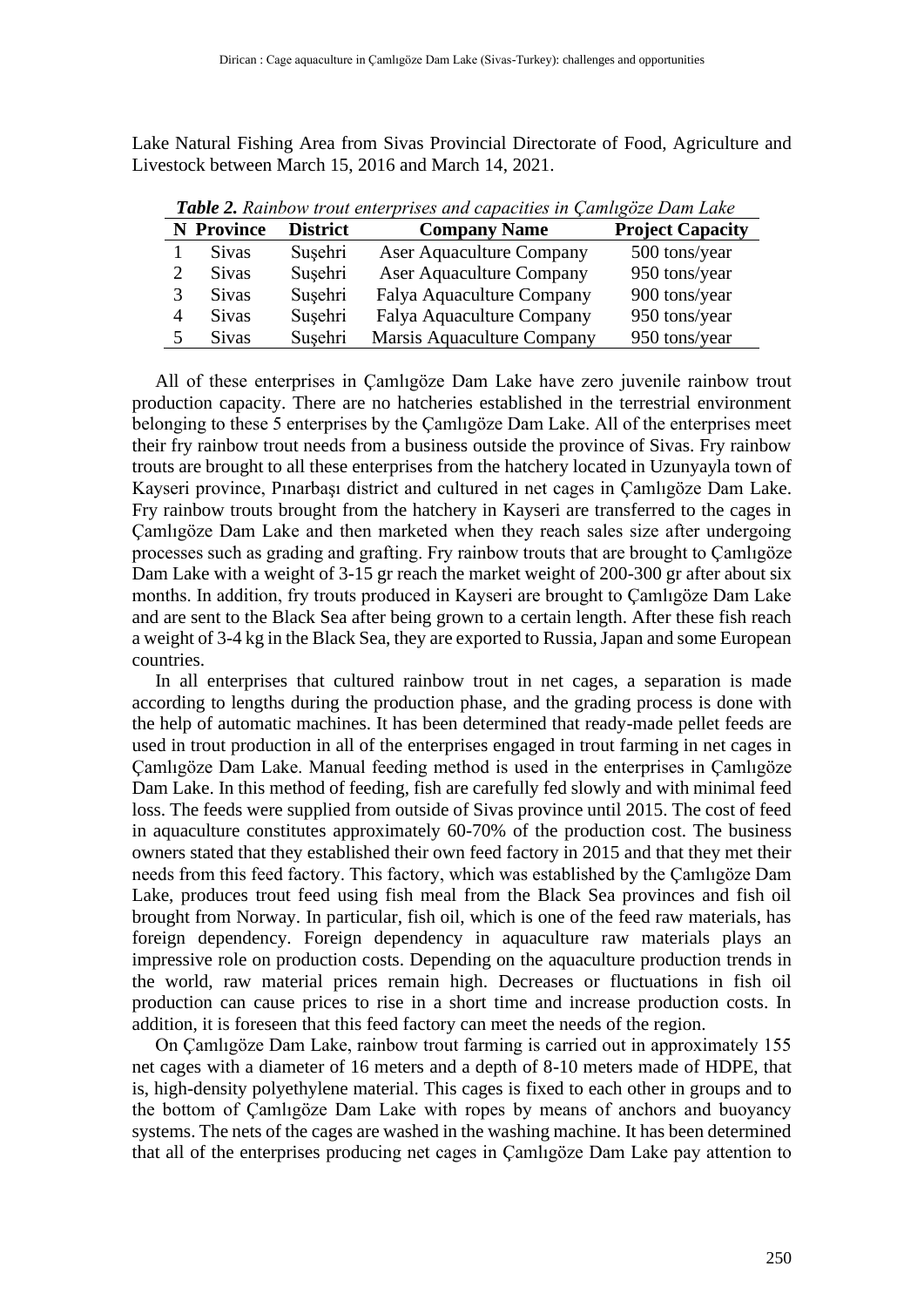Lake Natural Fishing Area from Sivas Provincial Directorate of Food, Agriculture and Livestock between March 15, 2016 and March 14, 2021.

***Table 2.*** *Rainbow trout enterprises and capacities in Çamlıgöze Dam Lake*

| N | Province | District | Company Name | Project Capacity |
|---|---|---|---|---|
| 1 | Sivas | Suşehri | Aser Aquaculture Company | 500 tons/year |
| 2 | Sivas | Suşehri | Aser Aquaculture Company | 950 tons/year |
| 3 | Sivas | Suşehri | Falya Aquaculture Company | 900 tons/year |
| 4 | Sivas | Suşehri | Falya Aquaculture Company | 950 tons/year |
| 5 | Sivas | Suşehri | Marsis Aquaculture Company | 950 tons/year |

All of these enterprises in Çamlıgöze Dam Lake have zero juvenile rainbow trout production capacity. There are no hatcheries established in the terrestrial environment belonging to these 5 enterprises by the Çamlıgöze Dam Lake. All of the enterprises meet their fry rainbow trout needs from a business outside the province of Sivas. Fry rainbow trouts are brought to all these enterprises from the hatchery located in Uzunyayla town of Kayseri province, Pınarbaşı district and cultured in net cages in Çamlıgöze Dam Lake. Fry rainbow trouts brought from the hatchery in Kayseri are transferred to the cages in Çamlıgöze Dam Lake and then marketed when they reach sales size after undergoing processes such as grading and grafting. Fry rainbow trouts that are brought to Çamlıgöze Dam Lake with a weight of 3-15 gr reach the market weight of 200-300 gr after about six months. In addition, fry trouts produced in Kayseri are brought to Çamlıgöze Dam Lake and are sent to the Black Sea after being grown to a certain length. After these fish reach a weight of 3-4 kg in the Black Sea, they are exported to Russia, Japan and some European countries.

In all enterprises that cultured rainbow trout in net cages, a separation is made according to lengths during the production phase, and the grading process is done with the help of automatic machines. It has been determined that ready-made pellet feeds are used in trout production in all of the enterprises engaged in trout farming in net cages in Çamlıgöze Dam Lake. Manual feeding method is used in the enterprises in Çamlıgöze Dam Lake. In this method of feeding, fish are carefully fed slowly and with minimal feed loss. The feeds were supplied from outside of Sivas province until 2015. The cost of feed in aquaculture constitutes approximately 60-70% of the production cost. The business owners stated that they established their own feed factory in 2015 and that they met their needs from this feed factory. This factory, which was established by the Çamlıgöze Dam Lake, produces trout feed using fish meal from the Black Sea provinces and fish oil brought from Norway. In particular, fish oil, which is one of the feed raw materials, has foreign dependency. Foreign dependency in aquaculture raw materials plays an impressive role on production costs. Depending on the aquaculture production trends in the world, raw material prices remain high. Decreases or fluctuations in fish oil production can cause prices to rise in a short time and increase production costs. In addition, it is foreseen that this feed factory can meet the needs of the region.

On Çamlıgöze Dam Lake, rainbow trout farming is carried out in approximately 155 net cages with a diameter of 16 meters and a depth of 8-10 meters made of HDPE, that is, high-density polyethylene material. This cages is fixed to each other in groups and to the bottom of Çamlıgöze Dam Lake with ropes by means of anchors and buoyancy systems. The nets of the cages are washed in the washing machine. It has been determined that all of the enterprises producing net cages in Çamlıgöze Dam Lake pay attention to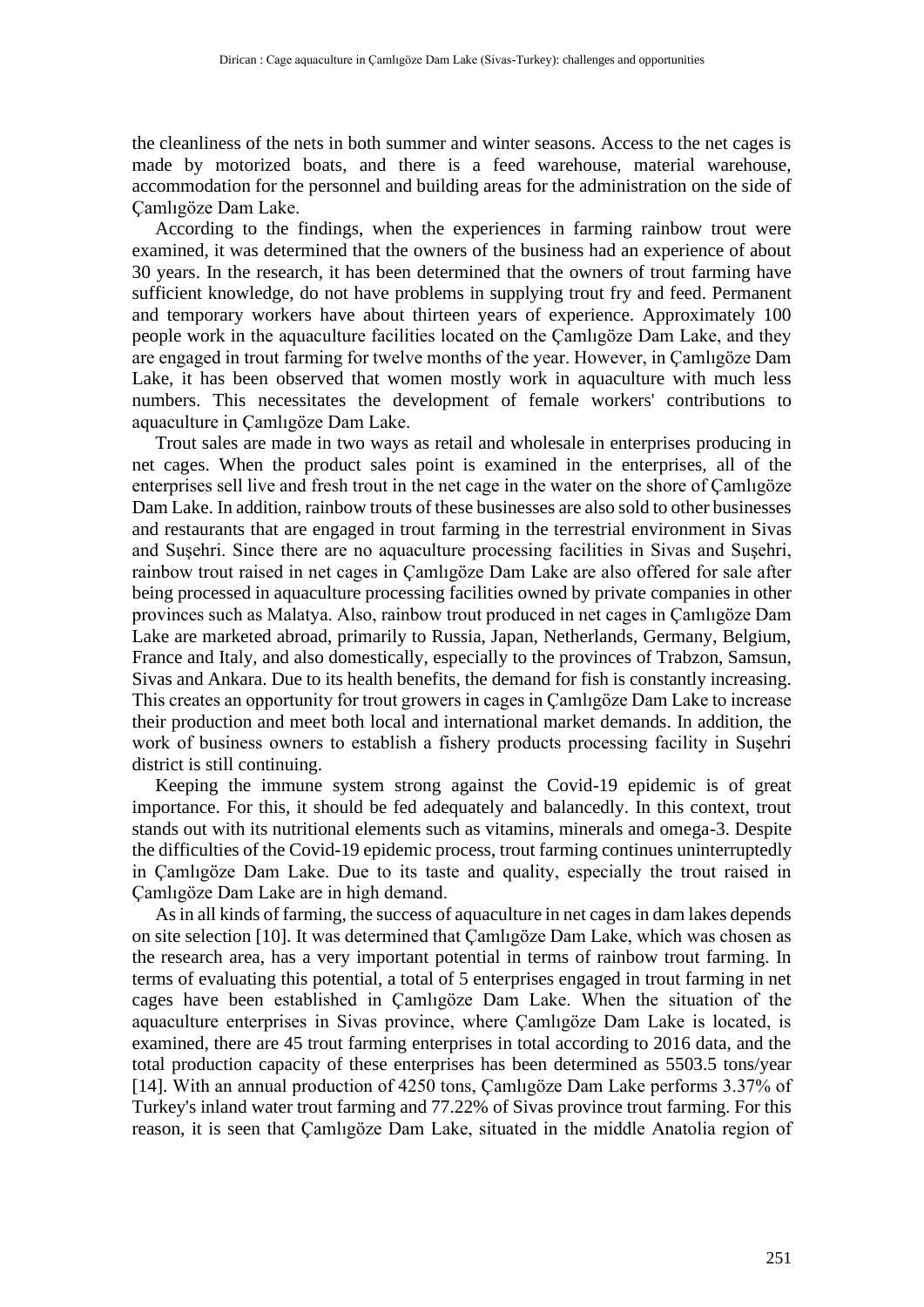the cleanliness of the nets in both summer and winter seasons. Access to the net cages is made by motorized boats, and there is a feed warehouse, material warehouse, accommodation for the personnel and building areas for the administration on the side of Çamlıgöze Dam Lake.

According to the findings, when the experiences in farming rainbow trout were examined, it was determined that the owners of the business had an experience of about 30 years. In the research, it has been determined that the owners of trout farming have sufficient knowledge, do not have problems in supplying trout fry and feed. Permanent and temporary workers have about thirteen years of experience. Approximately 100 people work in the aquaculture facilities located on the Çamlıgöze Dam Lake, and they are engaged in trout farming for twelve months of the year. However, in Çamlıgöze Dam Lake, it has been observed that women mostly work in aquaculture with much less numbers. This necessitates the development of female workers' contributions to aquaculture in Çamlıgöze Dam Lake.

Trout sales are made in two ways as retail and wholesale in enterprises producing in net cages. When the product sales point is examined in the enterprises, all of the enterprises sell live and fresh trout in the net cage in the water on the shore of Çamlıgöze Dam Lake. In addition, rainbow trouts of these businesses are also sold to other businesses and restaurants that are engaged in trout farming in the terrestrial environment in Sivas and Suşehri. Since there are no aquaculture processing facilities in Sivas and Suşehri, rainbow trout raised in net cages in Çamlıgöze Dam Lake are also offered for sale after being processed in aquaculture processing facilities owned by private companies in other provinces such as Malatya. Also, rainbow trout produced in net cages in Çamlıgöze Dam Lake are marketed abroad, primarily to Russia, Japan, Netherlands, Germany, Belgium, France and Italy, and also domestically, especially to the provinces of Trabzon, Samsun, Sivas and Ankara. Due to its health benefits, the demand for fish is constantly increasing. This creates an opportunity for trout growers in cages in Çamlıgöze Dam Lake to increase their production and meet both local and international market demands. In addition, the work of business owners to establish a fishery products processing facility in Suşehri district is still continuing.

Keeping the immune system strong against the Covid-19 epidemic is of great importance. For this, it should be fed adequately and balancedly. In this context, trout stands out with its nutritional elements such as vitamins, minerals and omega-3. Despite the difficulties of the Covid-19 epidemic process, trout farming continues uninterruptedly in Çamlıgöze Dam Lake. Due to its taste and quality, especially the trout raised in Çamlıgöze Dam Lake are in high demand.

As in all kinds of farming, the success of aquaculture in net cages in dam lakes depends on site selection [10]. It was determined that Çamlıgöze Dam Lake, which was chosen as the research area, has a very important potential in terms of rainbow trout farming. In terms of evaluating this potential, a total of 5 enterprises engaged in trout farming in net cages have been established in Çamlıgöze Dam Lake. When the situation of the aquaculture enterprises in Sivas province, where Çamlıgöze Dam Lake is located, is examined, there are 45 trout farming enterprises in total according to 2016 data, and the total production capacity of these enterprises has been determined as 5503.5 tons/year [14]. With an annual production of 4250 tons, Çamlıgöze Dam Lake performs 3.37% of Turkey's inland water trout farming and 77.22% of Sivas province trout farming. For this reason, it is seen that Çamlıgöze Dam Lake, situated in the middle Anatolia region of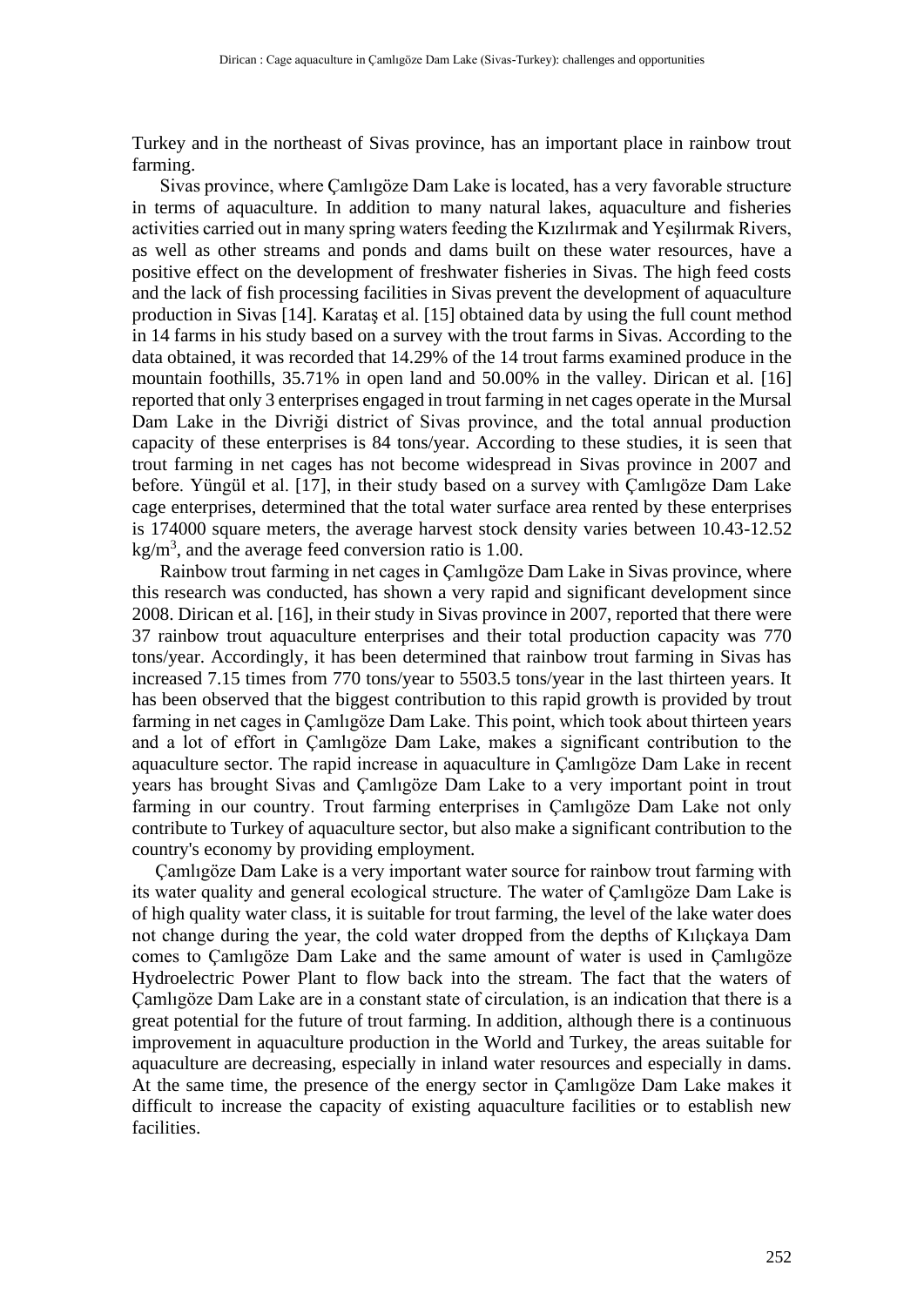Turkey and in the northeast of Sivas province, has an important place in rainbow trout farming.

Sivas province, where Çamlıgöze Dam Lake is located, has a very favorable structure in terms of aquaculture. In addition to many natural lakes, aquaculture and fisheries activities carried out in many spring waters feeding the Kızılırmak and Yeşilırmak Rivers, as well as other streams and ponds and dams built on these water resources, have a positive effect on the development of freshwater fisheries in Sivas. The high feed costs and the lack of fish processing facilities in Sivas prevent the development of aquaculture production in Sivas [14]. Karataş et al. [15] obtained data by using the full count method in 14 farms in his study based on a survey with the trout farms in Sivas. According to the data obtained, it was recorded that 14.29% of the 14 trout farms examined produce in the mountain foothills, 35.71% in open land and 50.00% in the valley. Dirican et al. [16] reported that only 3 enterprises engaged in trout farming in net cages operate in the Mursal Dam Lake in the Divriği district of Sivas province, and the total annual production capacity of these enterprises is 84 tons/year. According to these studies, it is seen that trout farming in net cages has not become widespread in Sivas province in 2007 and before. Yüngül et al. [17], in their study based on a survey with Çamlıgöze Dam Lake cage enterprises, determined that the total water surface area rented by these enterprises is 174000 square meters, the average harvest stock density varies between 10.43-12.52 $kg/m^3$, and the average feed conversion ratio is 1.00.

Rainbow trout farming in net cages in Çamlıgöze Dam Lake in Sivas province, where this research was conducted, has shown a very rapid and significant development since 2008. Dirican et al. [16], in their study in Sivas province in 2007, reported that there were 37 rainbow trout aquaculture enterprises and their total production capacity was 770 tons/year. Accordingly, it has been determined that rainbow trout farming in Sivas has increased 7.15 times from 770 tons/year to 5503.5 tons/year in the last thirteen years. It has been observed that the biggest contribution to this rapid growth is provided by trout farming in net cages in Çamlıgöze Dam Lake. This point, which took about thirteen years and a lot of effort in Çamlıgöze Dam Lake, makes a significant contribution to the aquaculture sector. The rapid increase in aquaculture in Çamlıgöze Dam Lake in recent years has brought Sivas and Çamlıgöze Dam Lake to a very important point in trout farming in our country. Trout farming enterprises in Çamlıgöze Dam Lake not only contribute to Turkey of aquaculture sector, but also make a significant contribution to the country's economy by providing employment.

Çamlıgöze Dam Lake is a very important water source for rainbow trout farming with its water quality and general ecological structure. The water of Çamlıgöze Dam Lake is of high quality water class, it is suitable for trout farming, the level of the lake water does not change during the year, the cold water dropped from the depths of Kılıçkaya Dam comes to Çamlıgöze Dam Lake and the same amount of water is used in Çamlıgöze Hydroelectric Power Plant to flow back into the stream. The fact that the waters of Çamlıgöze Dam Lake are in a constant state of circulation, is an indication that there is a great potential for the future of trout farming. In addition, although there is a continuous improvement in aquaculture production in the World and Turkey, the areas suitable for aquaculture are decreasing, especially in inland water resources and especially in dams. At the same time, the presence of the energy sector in Çamlıgöze Dam Lake makes it difficult to increase the capacity of existing aquaculture facilities or to establish new facilities.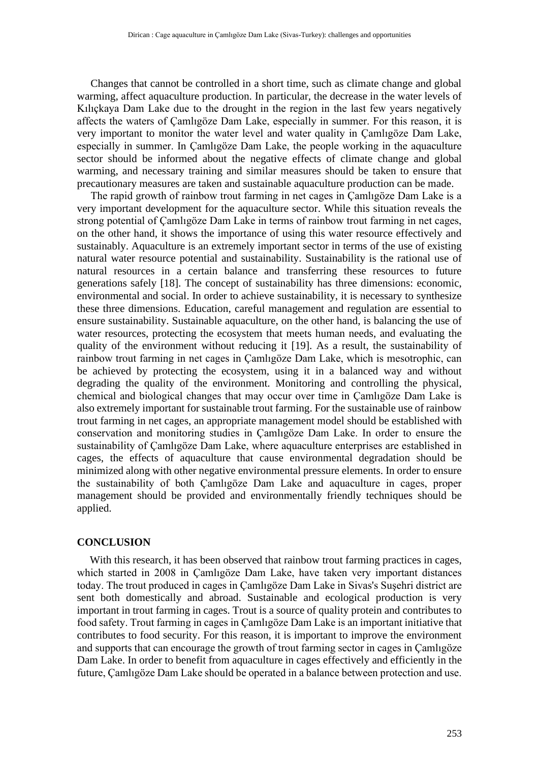Changes that cannot be controlled in a short time, such as climate change and global warming, affect aquaculture production. In particular, the decrease in the water levels of Kılıçkaya Dam Lake due to the drought in the region in the last few years negatively affects the waters of Çamlıgöze Dam Lake, especially in summer. For this reason, it is very important to monitor the water level and water quality in Çamlıgöze Dam Lake, especially in summer. In Çamlıgöze Dam Lake, the people working in the aquaculture sector should be informed about the negative effects of climate change and global warming, and necessary training and similar measures should be taken to ensure that precautionary measures are taken and sustainable aquaculture production can be made.

The rapid growth of rainbow trout farming in net cages in Çamlıgöze Dam Lake is a very important development for the aquaculture sector. While this situation reveals the strong potential of Çamlıgöze Dam Lake in terms of rainbow trout farming in net cages, on the other hand, it shows the importance of using this water resource effectively and sustainably. Aquaculture is an extremely important sector in terms of the use of existing natural water resource potential and sustainability. Sustainability is the rational use of natural resources in a certain balance and transferring these resources to future generations safely [18]. The concept of sustainability has three dimensions: economic, environmental and social. In order to achieve sustainability, it is necessary to synthesize these three dimensions. Education, careful management and regulation are essential to ensure sustainability. Sustainable aquaculture, on the other hand, is balancing the use of water resources, protecting the ecosystem that meets human needs, and evaluating the quality of the environment without reducing it [19]. As a result, the sustainability of rainbow trout farming in net cages in Çamlıgöze Dam Lake, which is mesotrophic, can be achieved by protecting the ecosystem, using it in a balanced way and without degrading the quality of the environment. Monitoring and controlling the physical, chemical and biological changes that may occur over time in Çamlıgöze Dam Lake is also extremely important for sustainable trout farming. For the sustainable use of rainbow trout farming in net cages, an appropriate management model should be established with conservation and monitoring studies in Çamlıgöze Dam Lake. In order to ensure the sustainability of Çamlıgöze Dam Lake, where aquaculture enterprises are established in cages, the effects of aquaculture that cause environmental degradation should be minimized along with other negative environmental pressure elements. In order to ensure the sustainability of both Çamlıgöze Dam Lake and aquaculture in cages, proper management should be provided and environmentally friendly techniques should be applied.

## CONCLUSION

With this research, it has been observed that rainbow trout farming practices in cages, which started in 2008 in Çamlıgöze Dam Lake, have taken very important distances today. The trout produced in cages in Çamlıgöze Dam Lake in Sivas's Suşehri district are sent both domestically and abroad. Sustainable and ecological production is very important in trout farming in cages. Trout is a source of quality protein and contributes to food safety. Trout farming in cages in Çamlıgöze Dam Lake is an important initiative that contributes to food security. For this reason, it is important to improve the environment and supports that can encourage the growth of trout farming sector in cages in Çamlıgöze Dam Lake. In order to benefit from aquaculture in cages effectively and efficiently in the future, Çamlıgöze Dam Lake should be operated in a balance between protection and use.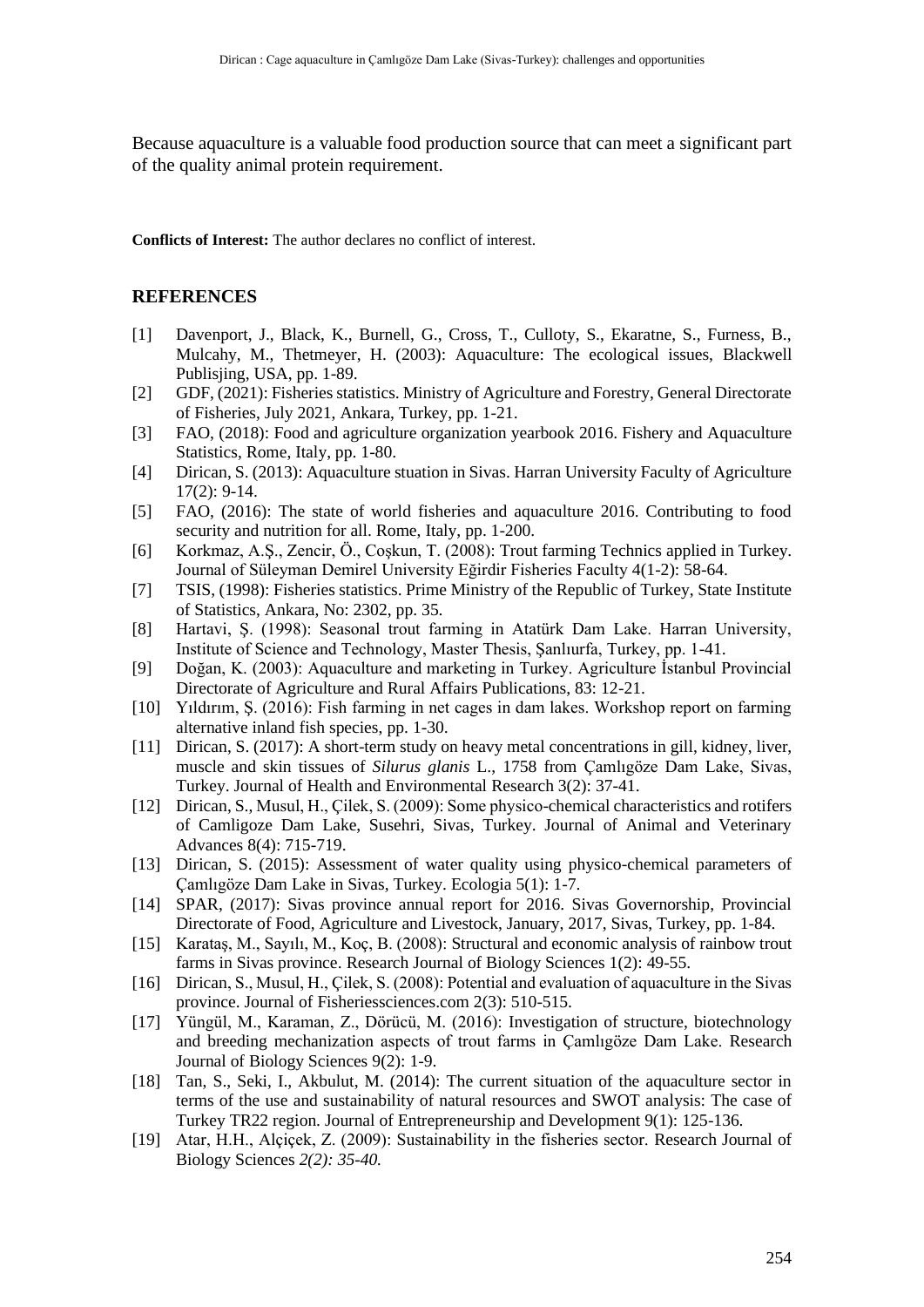Because aquaculture is a valuable food production source that can meet a significant part of the quality animal protein requirement.

**Conflicts of Interest:** The author declares no conflict of interest.

## REFERENCES

[1] Davenport, J., Black, K., Burnell, G., Cross, T., Culloty, S., Ekaratne, S., Furness, B., Mulcahy, M., Thetmeyer, H. (2003): Aquaculture: The ecological issues, Blackwell Publisjing, USA, pp. 1-89.

[2] GDF, (2021): Fisheries statistics. Ministry of Agriculture and Forestry, General Directorate of Fisheries, July 2021, Ankara, Turkey, pp. 1-21.

[3] FAO, (2018): Food and agriculture organization yearbook 2016. Fishery and Aquaculture Statistics, Rome, Italy, pp. 1-80.

[4] Dirican, S. (2013): Aquaculture stuation in Sivas. Harran University Faculty of Agriculture 17(2): 9-14.

[5] FAO, (2016): The state of world fisheries and aquaculture 2016. Contributing to food security and nutrition for all. Rome, Italy, pp. 1-200.

[6] Korkmaz, A.Ş., Zencir, Ö., Coşkun, T. (2008): Trout farming Technics applied in Turkey. Journal of Süleyman Demirel University Eğirdir Fisheries Faculty 4(1-2): 58-64.

[7] TSIS, (1998): Fisheries statistics. Prime Ministry of the Republic of Turkey, State Institute of Statistics, Ankara, No: 2302, pp. 35.

[8] Hartavi, Ş. (1998): Seasonal trout farming in Atatürk Dam Lake. Harran University, Institute of Science and Technology, Master Thesis, Şanlıurfa, Turkey, pp. 1-41.

[9] Doğan, K. (2003): Aquaculture and marketing in Turkey. Agriculture İstanbul Provincial Directorate of Agriculture and Rural Affairs Publications, 83: 12-21.

[10] Yıldırım, Ş. (2016): Fish farming in net cages in dam lakes. Workshop report on farming alternative inland fish species, pp. 1-30.

[11] Dirican, S. (2017): A short-term study on heavy metal concentrations in gill, kidney, liver, muscle and skin tissues of *Silurus glanis* L., 1758 from Çamlıgöze Dam Lake, Sivas, Turkey. Journal of Health and Environmental Research 3(2): 37-41.

[12] Dirican, S., Musul, H., Çilek, S. (2009): Some physico-chemical characteristics and rotifers of Camligoze Dam Lake, Susehri, Sivas, Turkey. Journal of Animal and Veterinary Advances 8(4): 715-719.

[13] Dirican, S. (2015): Assessment of water quality using physico-chemical parameters of Çamlıgöze Dam Lake in Sivas, Turkey. Ecologia 5(1): 1-7.

[14] SPAR, (2017): Sivas province annual report for 2016. Sivas Governorship, Provincial Directorate of Food, Agriculture and Livestock, January, 2017, Sivas, Turkey, pp. 1-84.

[15] Karataş, M., Sayılı, M., Koç, B. (2008): Structural and economic analysis of rainbow trout farms in Sivas province. Research Journal of Biology Sciences 1(2): 49-55.

[16] Dirican, S., Musul, H., Çilek, S. (2008): Potential and evaluation of aquaculture in the Sivas province. Journal of Fisheriessciences.com 2(3): 510-515.

[17] Yüngül, M., Karaman, Z., Dörücü, M. (2016): Investigation of structure, biotechnology and breeding mechanization aspects of trout farms in Çamlıgöze Dam Lake. Research Journal of Biology Sciences 9(2): 1-9.

[18] Tan, S., Seki, I., Akbulut, M. (2014): The current situation of the aquaculture sector in terms of the use and sustainability of natural resources and SWOT analysis: The case of Turkey TR22 region. Journal of Entrepreneurship and Development 9(1): 125-136.

[19] Atar, H.H., Alçiçek, Z. (2009): Sustainability in the fisheries sector. Research Journal of Biology Sciences *2(2): 35-40.*